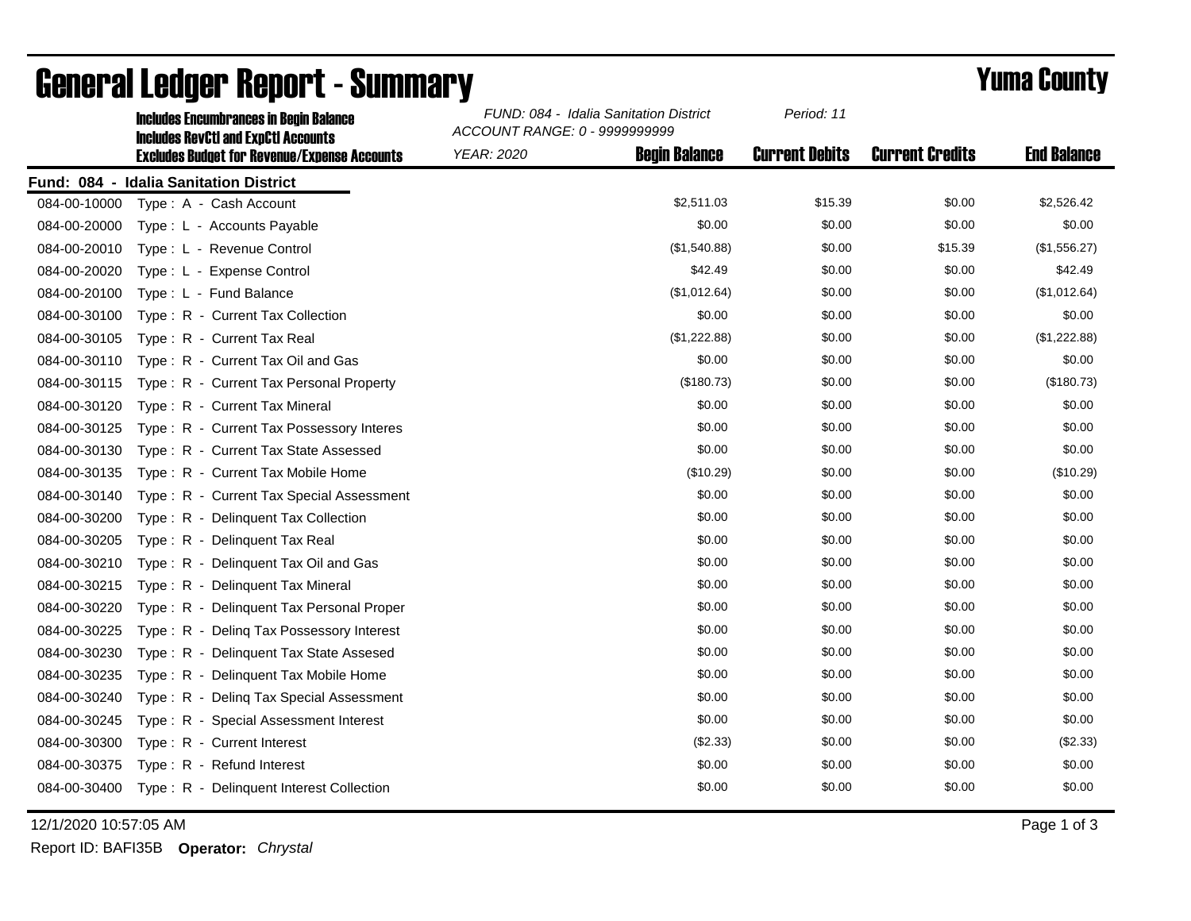# General Ledger Report - Summary

## Yuma County

**Includes Encumbrances in Begin Balance**
**Includes RevCtl and ExpCtl Accounts**
**Excludes Budget for Revenue/Expense Accounts**

*FUND: 084 - Idalia Sanitation District*
*ACCOUNT RANGE: 0 - 9999999999*
*YEAR: 2020*
*Period: 11*

**Fund: 084 - Idalia Sanitation District**

| Account | Description | Begin Balance | Current Debits | Current Credits | End Balance |
|---|---|---|---|---|---|
| 084-00-10000 | Type : A - Cash Account | $2,511.03 | $15.39 | $0.00 | $2,526.42 |
| 084-00-20000 | Type : L - Accounts Payable | $0.00 | $0.00 | $0.00 | $0.00 |
| 084-00-20010 | Type : L - Revenue Control | ($1,540.88) | $0.00 | $15.39 | ($1,556.27) |
| 084-00-20020 | Type : L - Expense Control | $42.49 | $0.00 | $0.00 | $42.49 |
| 084-00-20100 | Type : L - Fund Balance | ($1,012.64) | $0.00 | $0.00 | ($1,012.64) |
| 084-00-30100 | Type : R - Current Tax Collection | $0.00 | $0.00 | $0.00 | $0.00 |
| 084-00-30105 | Type : R - Current Tax Real | ($1,222.88) | $0.00 | $0.00 | ($1,222.88) |
| 084-00-30110 | Type : R - Current Tax Oil and Gas | $0.00 | $0.00 | $0.00 | $0.00 |
| 084-00-30115 | Type : R - Current Tax Personal Property | ($180.73) | $0.00 | $0.00 | ($180.73) |
| 084-00-30120 | Type : R - Current Tax Mineral | $0.00 | $0.00 | $0.00 | $0.00 |
| 084-00-30125 | Type : R - Current Tax Possessory Interes | $0.00 | $0.00 | $0.00 | $0.00 |
| 084-00-30130 | Type : R - Current Tax State Assessed | $0.00 | $0.00 | $0.00 | $0.00 |
| 084-00-30135 | Type : R - Current Tax Mobile Home | ($10.29) | $0.00 | $0.00 | ($10.29) |
| 084-00-30140 | Type : R - Current Tax Special Assessment | $0.00 | $0.00 | $0.00 | $0.00 |
| 084-00-30200 | Type : R - Delinquent Tax Collection | $0.00 | $0.00 | $0.00 | $0.00 |
| 084-00-30205 | Type : R - Delinquent Tax Real | $0.00 | $0.00 | $0.00 | $0.00 |
| 084-00-30210 | Type : R - Delinquent Tax Oil and Gas | $0.00 | $0.00 | $0.00 | $0.00 |
| 084-00-30215 | Type : R - Delinquent Tax Mineral | $0.00 | $0.00 | $0.00 | $0.00 |
| 084-00-30220 | Type : R - Delinquent Tax Personal Proper | $0.00 | $0.00 | $0.00 | $0.00 |
| 084-00-30225 | Type : R - Delinq Tax Possessory Interest | $0.00 | $0.00 | $0.00 | $0.00 |
| 084-00-30230 | Type : R - Delinquent Tax State Assesed | $0.00 | $0.00 | $0.00 | $0.00 |
| 084-00-30235 | Type : R - Delinquent Tax Mobile Home | $0.00 | $0.00 | $0.00 | $0.00 |
| 084-00-30240 | Type : R - Delinq Tax Special Assessment | $0.00 | $0.00 | $0.00 | $0.00 |
| 084-00-30245 | Type : R - Special Assessment Interest | $0.00 | $0.00 | $0.00 | $0.00 |
| 084-00-30300 | Type : R - Current Interest | ($2.33) | $0.00 | $0.00 | ($2.33) |
| 084-00-30375 | Type : R - Refund Interest | $0.00 | $0.00 | $0.00 | $0.00 |
| 084-00-30400 | Type : R - Delinquent Interest Collection | $0.00 | $0.00 | $0.00 | $0.00 |

12/1/2020 10:57:05 AM

Report ID: BAFI35B **Operator:** *Chrystal*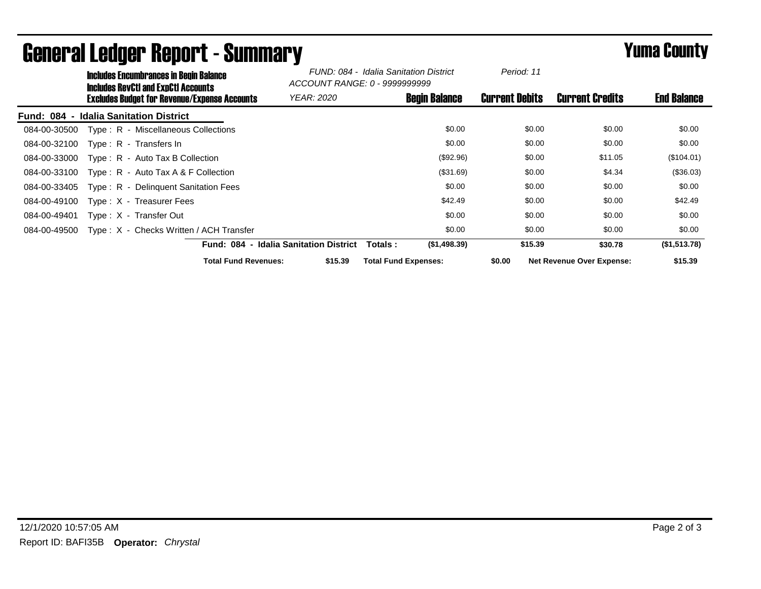# General Ledger Report - Summary

## Yuma County

**Includes Encumbrances in Begin Balance**
**Includes RevCtl and ExpCtl Accounts**
**Excludes Budget for Revenue/Expense Accounts**

*FUND: 084 - Idalia Sanitation District*
*ACCOUNT RANGE: 0 - 9999999999*
*YEAR: 2020*
*Period: 11*

| Account | Description | Begin Balance | Current Debits | Current Credits | End Balance |
|---|---|---|---|---|---|
| **Fund: 084 - Idalia Sanitation District** | | | | | |
| 084-00-30500 | Type : R - Miscellaneous Collections | $0.00 | $0.00 | $0.00 | $0.00 |
| 084-00-32100 | Type : R - Transfers In | $0.00 | $0.00 | $0.00 | $0.00 |
| 084-00-33000 | Type : R - Auto Tax B Collection | ($92.96) | $0.00 | $11.05 | ($104.01) |
| 084-00-33100 | Type : R - Auto Tax A & F Collection | ($31.69) | $0.00 | $4.34 | ($36.03) |
| 084-00-33405 | Type : R - Delinquent Sanitation Fees | $0.00 | $0.00 | $0.00 | $0.00 |
| 084-00-49100 | Type : X - Treasurer Fees | $42.49 | $0.00 | $0.00 | $42.49 |
| 084-00-49401 | Type : X - Transfer Out | $0.00 | $0.00 | $0.00 | $0.00 |
| 084-00-49500 | Type : X - Checks Written / ACH Transfer | $0.00 | $0.00 | $0.00 | $0.00 |
| | **Fund: 084 - Idalia Sanitation District Totals :** | **($1,498.39)** | **$15.39** | **$30.78** | **($1,513.78)** |

**Total Fund Revenues:** $15.39 **Total Fund Expenses:** $0.00 **Net Revenue Over Expense:** $15.39

12/1/2020 10:57:05 AM

Report ID: BAFI35B **Operator:** *Chrystal*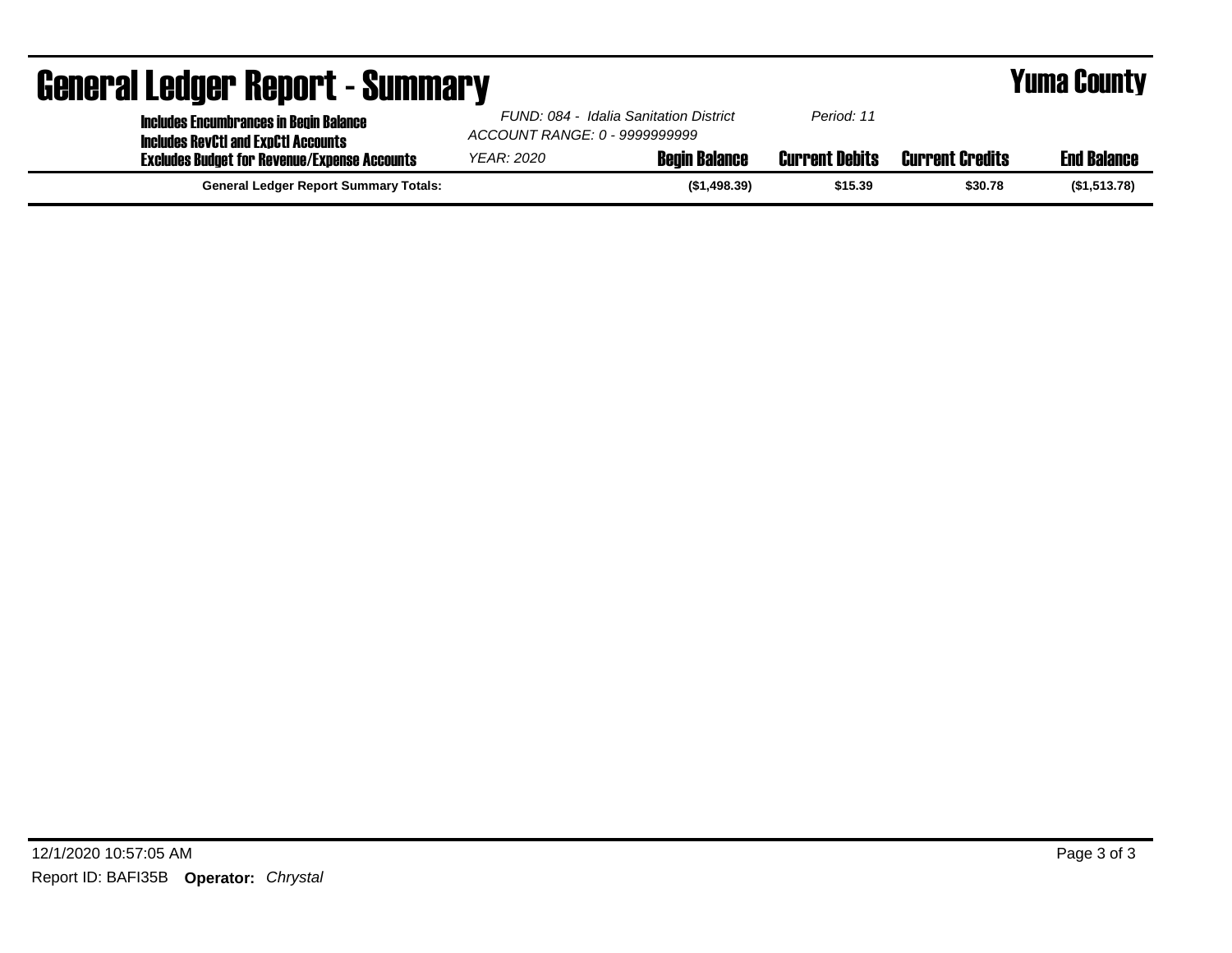# General Ledger Report - Summary

**Yuma County**

Includes Encumbrances in Begin Balance
Includes RevCtl and ExpCtl Accounts
Excludes Budget for Revenue/Expense Accounts

*FUND: 084 - Idalia Sanitation District*
*ACCOUNT RANGE: 0 - 9999999999*
*YEAR: 2020*
*Period: 11*

| | Begin Balance | Current Debits | Current Credits | End Balance |
|---|---|---|---|---|
| **General Ledger Report Summary Totals:** | **($1,498.39)** | **$15.39** | **$30.78** | **($1,513.78)** |

12/1/2020 10:57:05 AM

Report ID: BAFI35B **Operator:** *Chrystal*